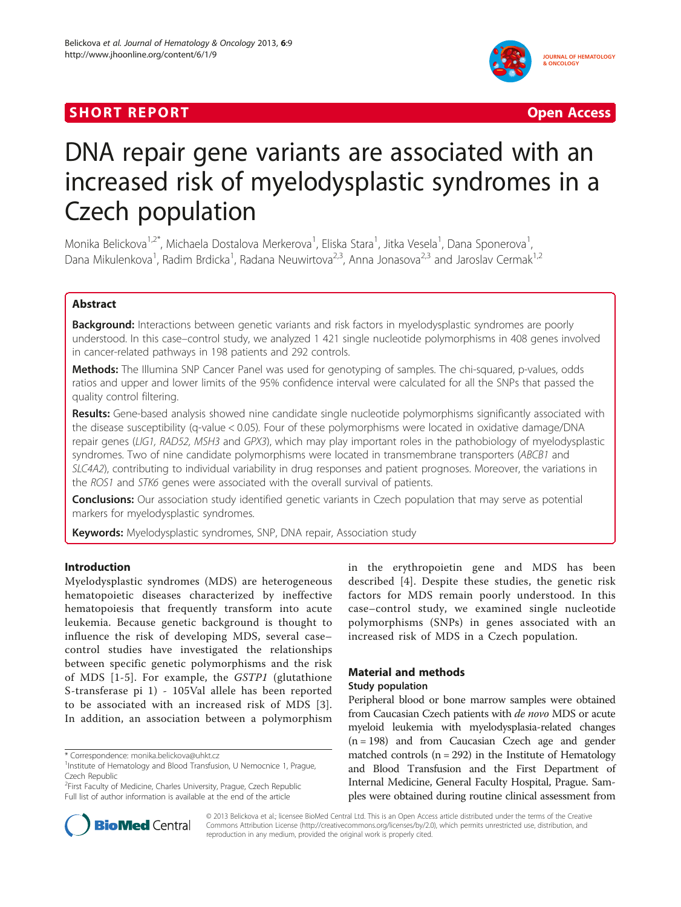SHORT REPORT Open Access

# DNA repair gene variants are associated with an increased risk of myelodysplastic syndromes in a Czech population

Monika Belickova[1,2*], Michaela Dostalova Merkerova[1], Eliska Stara[1], Jitka Vesela[1], Dana Sponerova[1], Dana Mikulenkova[1], Radim Brdicka[1], Radana Neuwirtova[2,3], Anna Jonasova[2,3] and Jaroslav Cermak[1,2]

## Abstract

**Background:** Interactions between genetic variants and risk factors in myelodysplastic syndromes are poorly understood. In this case–control study, we analyzed 1 421 single nucleotide polymorphisms in 408 genes involved in cancer-related pathways in 198 patients and 292 controls.

**Methods:** The Illumina SNP Cancer Panel was used for genotyping of samples. The chi-squared, p-values, odds ratios and upper and lower limits of the 95% confidence interval were calculated for all the SNPs that passed the quality control filtering.

**Results:** Gene-based analysis showed nine candidate single nucleotide polymorphisms significantly associated with the disease susceptibility (q-value < 0.05). Four of these polymorphisms were located in oxidative damage/DNA repair genes (*LIG1, RAD52, MSH3* and *GPX3*), which may play important roles in the pathobiology of myelodysplastic syndromes. Two of nine candidate polymorphisms were located in transmembrane transporters (*ABCB1* and *SLC4A2*), contributing to individual variability in drug responses and patient prognoses. Moreover, the variations in the *ROS1* and *STK6* genes were associated with the overall survival of patients.

**Conclusions:** Our association study identified genetic variants in Czech population that may serve as potential markers for myelodysplastic syndromes.

**Keywords:** Myelodysplastic syndromes, SNP, DNA repair, Association study

## Introduction

Myelodysplastic syndromes (MDS) are heterogeneous hematopoietic diseases characterized by ineffective hematopoiesis that frequently transform into acute leukemia. Because genetic background is thought to influence the risk of developing MDS, several case–control studies have investigated the relationships between specific genetic polymorphisms and the risk of MDS [1-5]. For example, the *GSTP1* (glutathione S-transferase pi 1) - 105Val allele has been reported to be associated with an increased risk of MDS [3]. In addition, an association between a polymorphism in the erythropoietin gene and MDS has been described [4]. Despite these studies, the genetic risk factors for MDS remain poorly understood. In this case–control study, we examined single nucleotide polymorphisms (SNPs) in genes associated with an increased risk of MDS in a Czech population.

## Material and methods

### Study population

Peripheral blood or bone marrow samples were obtained from Caucasian Czech patients with *de novo* MDS or acute myeloid leukemia with myelodysplasia-related changes (n = 198) and from Caucasian Czech age and gender matched controls (n = 292) in the Institute of Hematology and Blood Transfusion and the First Department of Internal Medicine, General Faculty Hospital, Prague. Samples were obtained during routine clinical assessment from

\* Correspondence: monika.belickova@uhkt.cz
[1]Institute of Hematology and Blood Transfusion, U Nemocnice 1, Prague, Czech Republic
[2]First Faculty of Medicine, Charles University, Prague, Czech Republic
Full list of author information is available at the end of the article

© 2013 Belickova et al.; licensee BioMed Central Ltd. This is an Open Access article distributed under the terms of the Creative Commons Attribution License (http://creativecommons.org/licenses/by/2.0), which permits unrestricted use, distribution, and reproduction in any medium, provided the original work is properly cited.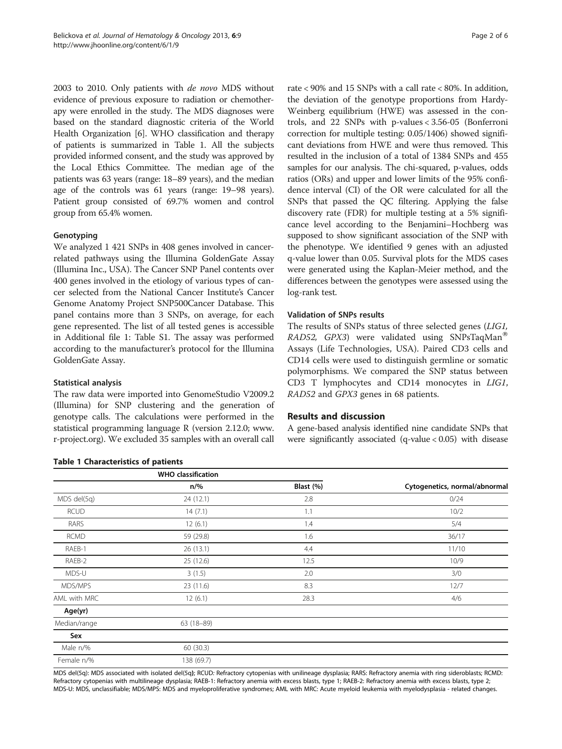2003 to 2010. Only patients with *de novo* MDS without evidence of previous exposure to radiation or chemotherapy were enrolled in the study. The MDS diagnoses were based on the standard diagnostic criteria of the World Health Organization [6]. WHO classification and therapy of patients is summarized in Table 1. All the subjects provided informed consent, and the study was approved by the Local Ethics Committee. The median age of the patients was 63 years (range: 18–89 years), and the median age of the controls was 61 years (range: 19–98 years). Patient group consisted of 69.7% women and control group from 65.4% women.

### Genotyping

We analyzed 1 421 SNPs in 408 genes involved in cancer-related pathways using the Illumina GoldenGate Assay (Illumina Inc., USA). The Cancer SNP Panel contents over 400 genes involved in the etiology of various types of cancer selected from the National Cancer Institute's Cancer Genome Anatomy Project SNP500Cancer Database. This panel contains more than 3 SNPs, on average, for each gene represented. The list of all tested genes is accessible in Additional file 1: Table S1. The assay was performed according to the manufacturer's protocol for the Illumina GoldenGate Assay.

### Statistical analysis

The raw data were imported into GenomeStudio V2009.2 (Illumina) for SNP clustering and the generation of genotype calls. The calculations were performed in the statistical programming language R (version 2.12.0; www.r-project.org). We excluded 35 samples with an overall call rate < 90% and 15 SNPs with a call rate < 80%. In addition, the deviation of the genotype proportions from Hardy-Weinberg equilibrium (HWE) was assessed in the controls, and 22 SNPs with p-values < 3.56-05 (Bonferroni correction for multiple testing: 0.05/1406) showed significant deviations from HWE and were thus removed. This resulted in the inclusion of a total of 1384 SNPs and 455 samples for our analysis. The chi-squared, p-values, odds ratios (ORs) and upper and lower limits of the 95% confidence interval (CI) of the OR were calculated for all the SNPs that passed the QC filtering. Applying the false discovery rate (FDR) for multiple testing at a 5% significance level according to the Benjamini–Hochberg was supposed to show significant association of the SNP with the phenotype. We identified 9 genes with an adjusted q-value lower than 0.05. Survival plots for the MDS cases were generated using the Kaplan-Meier method, and the differences between the genotypes were assessed using the log-rank test.

### Validation of SNPs results

The results of SNPs status of three selected genes (*LIG1*, *RAD52*, *GPX3*) were validated using SNPsTaqMan® Assays (Life Technologies, USA). Paired CD3 cells and CD14 cells were used to distinguish germline or somatic polymorphisms. We compared the SNP status between CD3 T lymphocytes and CD14 monocytes in *LIG1*, *RAD52* and *GPX3* genes in 68 patients.

## Results and discussion

A gene-based analysis identified nine candidate SNPs that were significantly associated (q-value < 0.05) with disease

**Table 1 Characteristics of patients**

| | WHO classification | | |
|---|---|---|---|
| | n/% | Blast (%) | Cytogenetics, normal/abnormal |
| MDS del(5q) | 24 (12.1) | 2.8 | 0/24 |
| RCUD | 14 (7.1) | 1.1 | 10/2 |
| RARS | 12 (6.1) | 1.4 | 5/4 |
| RCMD | 59 (29.8) | 1.6 | 36/17 |
| RAEB-1 | 26 (13.1) | 4.4 | 11/10 |
| RAEB-2 | 25 (12.6) | 12.5 | 10/9 |
| MDS-U | 3 (1.5) | 2.0 | 3/0 |
| MDS/MPS | 23 (11.6) | 8.3 | 12/7 |
| AML with MRC | 12 (6.1) | 28.3 | 4/6 |
| **Age(yr)** | | | |
| Median/range | 63 (18–89) | | |
| **Sex** | | | |
| Male n/% | 60 (30.3) | | |
| Female n/% | 138 (69.7) | | |

MDS del(5q): MDS associated with isolated del(5q); RCUD: Refractory cytopenias with unilineage dysplasia; RARS: Refractory anemia with ring sideroblasts; RCMD: Refractory cytopenias with multilineage dysplasia; RAEB-1: Refractory anemia with excess blasts, type 1; RAEB-2: Refractory anemia with excess blasts, type 2; MDS-U: MDS, unclassifiable; MDS/MPS: MDS and myeloproliferative syndromes; AML with MRC: Acute myeloid leukemia with myelodysplasia - related changes.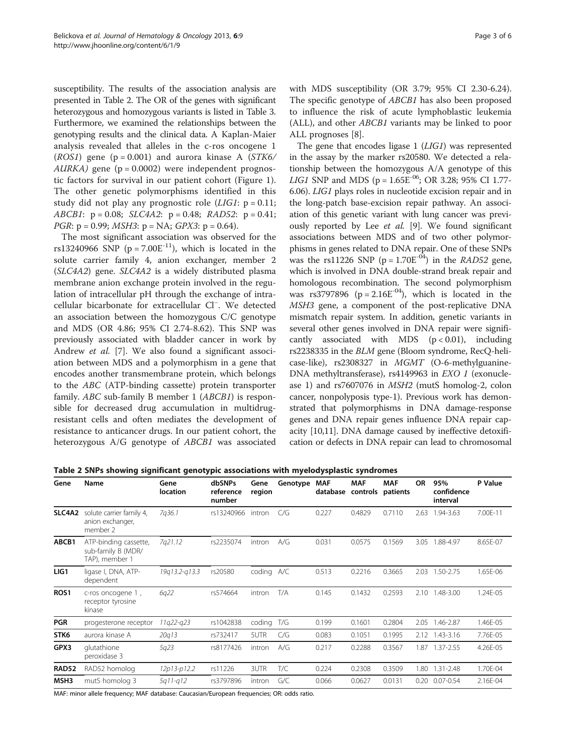susceptibility. The results of the association analysis are presented in Table 2. The OR of the genes with significant heterozygous and homozygous variants is listed in Table 3. Furthermore, we examined the relationships between the genotyping results and the clinical data. A Kaplan-Maier analysis revealed that alleles in the c-ros oncogene 1 (*ROS1*) gene (p = 0.001) and aurora kinase A (*STK6/ AURKA)* gene (p = 0.0002) were independent prognostic factors for survival in our patient cohort (Figure 1). The other genetic polymorphisms identified in this study did not play any prognostic role (*LIG1*: p = 0.11; *ABCB1*: p = 0.08; *SLC4A2*: p = 0.48; *RAD52*: p = 0.41; *PGR*: p = 0.99; *MSH3*: p = NA; *GPX3*: p = 0.64).

The most significant association was observed for the rs13240966 SNP (p = $7.00E^{-11}$), which is located in the solute carrier family 4, anion exchanger, member 2 (*SLC4A2*) gene. *SLC4A2* is a widely distributed plasma membrane anion exchange protein involved in the regulation of intracellular pH through the exchange of intracellular bicarbonate for extracellular $Cl^{-}$. We detected an association between the homozygous C/C genotype and MDS (OR 4.86; 95% CI 2.74-8.62). This SNP was previously associated with bladder cancer in work by Andrew *et al.* [7]. We also found a significant association between MDS and a polymorphism in a gene that encodes another transmembrane protein, which belongs to the *ABC* (ATP-binding cassette) protein transporter family. *ABC* sub-family B member 1 (*ABCB1*) is responsible for decreased drug accumulation in multidrug-resistant cells and often mediates the development of resistance to anticancer drugs. In our patient cohort, the heterozygous A/G genotype of *ABCB1* was associated with MDS susceptibility (OR 3.79; 95% CI 2.30-6.24). The specific genotype of *ABCB1* has also been proposed to influence the risk of acute lymphoblastic leukemia (ALL), and other *ABCB1* variants may be linked to poor ALL prognoses [8].

The gene that encodes ligase 1 (*LIG1*) was represented in the assay by the marker rs20580. We detected a relationship between the homozygous A/A genotype of this *LIG1* SNP and MDS (p = $1.65E^{-06}$; OR 3.28; 95% CI 1.77-6.06). *LIG1* plays roles in nucleotide excision repair and in the long-patch base-excision repair pathway. An association of this genetic variant with lung cancer was previously reported by Lee *et al.* [9]. We found significant associations between MDS and of two other polymorphisms in genes related to DNA repair. One of these SNPs was the rs11226 SNP (p = $1.70E^{-04}$) in the *RAD52* gene, which is involved in DNA double-strand break repair and homologous recombination. The second polymorphism was rs3797896 (p = $2.16E^{-04}$), which is located in the *MSH3* gene, a component of the post-replicative DNA mismatch repair system. In addition, genetic variants in several other genes involved in DNA repair were significantly associated with MDS (p < 0.01), including rs2238335 in the *BLM* gene (Bloom syndrome, RecQ-helicase-like), rs2308327 in *MGMT* (O-6-methylguanine-DNA methyltransferase), rs4149963 in *EXO 1* (exonuclease 1) and rs7607076 in *MSH2* (mutS homolog-2, colon cancer, nonpolyposis type-1). Previous work has demonstrated that polymorphisms in DNA damage-response genes and DNA repair genes influence DNA repair capacity [10,11]. DNA damage caused by ineffective detoxification or defects in DNA repair can lead to chromosomal

**Table 2 SNPs showing significant genotypic associations with myelodysplastic syndromes**

| Gene | Name | Gene location | dbSNPs reference number | Gene region | Genotype | MAF database | MAF controls | MAF patients | OR | 95% confidence interval | P Value |
|---|---|---|---|---|---|---|---|---|---|---|---|
| **SLC4A2** | solute carrier family 4, anion exchanger, member 2 | *7q36.1* | rs13240966 | intron | C/G | 0.227 | 0.4829 | 0.7110 | 2.63 | 1.94-3.63 | 7.00E-11 |
| **ABCB1** | ATP-binding cassette, sub-family B (MDR/ TAP), member 1 | *7q21.12* | rs2235074 | intron | A/G | 0.031 | 0.0575 | 0.1569 | 3.05 | 1.88-4.97 | 8.65E-07 |
| **LIG1** | ligase I, DNA, ATP-dependent | *19q13.2-q13.3* | rs20580 | coding | A/C | 0.513 | 0.2216 | 0.3665 | 2.03 | 1.50-2.75 | 1.65E-06 |
| **ROS1** | c-ros oncogene 1 , receptor tyrosine kinase | *6q22* | rs574664 | intron | T/A | 0.145 | 0.1432 | 0.2593 | 2.10 | 1.48-3.00 | 1.24E-05 |
| **PGR** | progesterone receptor | *11q22-q23* | rs1042838 | coding | T/G | 0.199 | 0.1601 | 0.2804 | 2.05 | 1.46-2.87 | 1.46E-05 |
| **STK6** | aurora kinase A | *20q13* | rs732417 | 5UTR | C/G | 0.083 | 0.1051 | 0.1995 | 2.12 | 1.43-3.16 | 7.76E-05 |
| **GPX3** | glutathione peroxidase 3 | *5q23* | rs8177426 | intron | A/G | 0.217 | 0.2288 | 0.3567 | 1.87 | 1.37-2.55 | 4.26E-05 |
| **RAD52** | RAD52 homolog | *12p13-p12.2* | rs11226 | 3UTR | T/C | 0.224 | 0.2308 | 0.3509 | 1.80 | 1.31-2.48 | 1.70E-04 |
| **MSH3** | mutS homolog 3 | *5q11-q12* | rs3797896 | intron | G/C | 0.066 | 0.0627 | 0.0131 | 0.20 | 0.07-0.54 | 2.16E-04 |

MAF: minor allele frequency; MAF database: Caucasian/European frequencies; OR: odds ratio.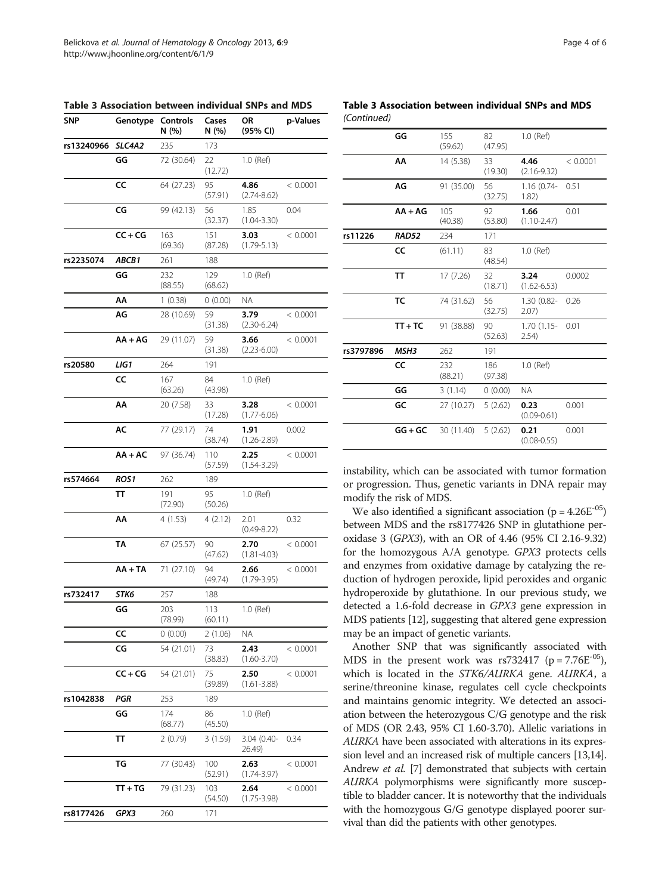**Table 3 Association between individual SNPs and MDS**

| SNP | Genotype | Controls N (%) | Cases N (%) | OR (95% CI) | p-Values |
|---|---|---|---|---|---|
| rs13240966 | *SLC4A2* | 235 | 173 | | |
| | **GG** | 72 (30.64) | 22 (12.72) | 1.0 (Ref) | |
| | **CC** | 64 (27.23) | 95 (57.91) | **4.86** (2.74-8.62) | < 0.0001 |
| | **CG** | 99 (42.13) | 56 (32.37) | 1.85 (1.04-3.30) | 0.04 |
| | **CC + CG** | 163 (69.36) | 151 (87.28) | **3.03** (1.79-5.13) | < 0.0001 |
| rs2235074 | *ABCB1* | 261 | 188 | | |
| | **GG** | 232 (88.55) | 129 (68.62) | 1.0 (Ref) | |
| | **AA** | 1 (0.38) | 0 (0.00) | NA | |
| | **AG** | 28 (10.69) | 59 (31.38) | **3.79** (2.30-6.24) | < 0.0001 |
| | **AA + AG** | 29 (11.07) | 59 (31.38) | **3.66** (2.23-6.00) | < 0.0001 |
| rs20580 | *LIG1* | 264 | 191 | | |
| | **CC** | 167 (63.26) | 84 (43.98) | 1.0 (Ref) | |
| | **AA** | 20 (7.58) | 33 (17.28) | **3.28** (1.77-6.06) | < 0.0001 |
| | **AC** | 77 (29.17) | 74 (38.74) | **1.91** (1.26-2.89) | 0.002 |
| | **AA + AC** | 97 (36.74) | 110 (57.59) | **2.25** (1.54-3.29) | < 0.0001 |
| rs574664 | *ROS1* | 262 | 189 | | |
| | **TT** | 191 (72.90) | 95 (50.26) | 1.0 (Ref) | |
| | **AA** | 4 (1.53) | 4 (2.12) | 2.01 (0.49-8.22) | 0.32 |
| | **TA** | 67 (25.57) | 90 (47.62) | **2.70** (1.81-4.03) | < 0.0001 |
| | **AA + TA** | 71 (27.10) | 94 (49.74) | **2.66** (1.79-3.95) | < 0.0001 |
| rs732417 | *STK6* | 257 | 188 | | |
| | **GG** | 203 (78.99) | 113 (60.11) | 1.0 (Ref) | |
| | **CC** | 0 (0.00) | 2 (1.06) | NA | |
| | **CG** | 54 (21.01) | 73 (38.83) | **2.43** (1.60-3.70) | < 0.0001 |
| | **CC + CG** | 54 (21.01) | 75 (39.89) | **2.50** (1.61-3.88) | < 0.0001 |
| rs1042838 | *PGR* | 253 | 189 | | |
| | **GG** | 174 (68.77) | 86 (45.50) | 1.0 (Ref) | |
| | **TT** | 2 (0.79) | 3 (1.59) | 3.04 (0.40-26.49) | 0.34 |
| | **TG** | 77 (30.43) | 100 (52.91) | **2.63** (1.74-3.97) | < 0.0001 |
| | **TT + TG** | 79 (31.23) | 103 (54.50) | **2.64** (1.75-3.98) | < 0.0001 |
| rs8177426 | *GPX3* | 260 | 171 | | |
| | **GG** | 155 (59.62) | 82 (47.95) | 1.0 (Ref) | |
| | **AA** | 14 (5.38) | 33 (19.30) | **4.46** (2.16-9.32) | < 0.0001 |
| | **AG** | 91 (35.00) | 56 (32.75) | 1.16 (0.74-1.82) | 0.51 |
| | **AA + AG** | 105 (40.38) | 92 (53.80) | **1.66** (1.10-2.47) | 0.01 |
| rs11226 | *RAD52* | 234 | 171 | | |
| | **CC** | (61.11) | 83 (48.54) | 1.0 (Ref) | |
| | **TT** | 17 (7.26) | 32 (18.71) | **3.24** (1.62-6.53) | 0.0002 |
| | **TC** | 74 (31.62) | 56 (32.75) | 1.30 (0.82-2.07) | 0.26 |
| | **TT + TC** | 91 (38.88) | 90 (52.63) | 1.70 (1.15-2.54) | 0.01 |
| rs3797896 | *MSH3* | 262 | 191 | | |
| | **CC** | 232 (88.21) | 186 (97.38) | 1.0 (Ref) | |
| | **GG** | 3 (1.14) | 0 (0.00) | NA | |
| | **GC** | 27 (10.27) | 5 (2.62) | **0.23** (0.09-0.61) | 0.001 |
| | **GG + GC** | 30 (11.40) | 5 (2.62) | **0.21** (0.08-0.55) | 0.001 |

instability, which can be associated with tumor formation or progression. Thus, genetic variants in DNA repair may modify the risk of MDS.

We also identified a significant association ($p = 4.26E^{-05}$) between MDS and the rs8177426 SNP in glutathione peroxidase 3 (*GPX3*), with an OR of 4.46 (95% CI 2.16-9.32) for the homozygous A/A genotype. *GPX3* protects cells and enzymes from oxidative damage by catalyzing the reduction of hydrogen peroxide, lipid peroxides and organic hydroperoxide by glutathione. In our previous study, we detected a 1.6-fold decrease in *GPX3* gene expression in MDS patients [12], suggesting that altered gene expression may be an impact of genetic variants.

Another SNP that was significantly associated with MDS in the present work was rs732417 ($p = 7.76E^{-05}$), which is located in the *STK6/AURKA* gene. *AURKA*, a serine/threonine kinase, regulates cell cycle checkpoints and maintains genomic integrity. We detected an association between the heterozygous C/G genotype and the risk of MDS (OR 2.43, 95% CI 1.60-3.70). Allelic variations in *AURKA* have been associated with alterations in its expression level and an increased risk of multiple cancers [13,14]. Andrew *et al.* [7] demonstrated that subjects with certain *AURKA* polymorphisms were significantly more susceptible to bladder cancer. It is noteworthy that the individuals with the homozygous G/G genotype displayed poorer survival than did the patients with other genotypes.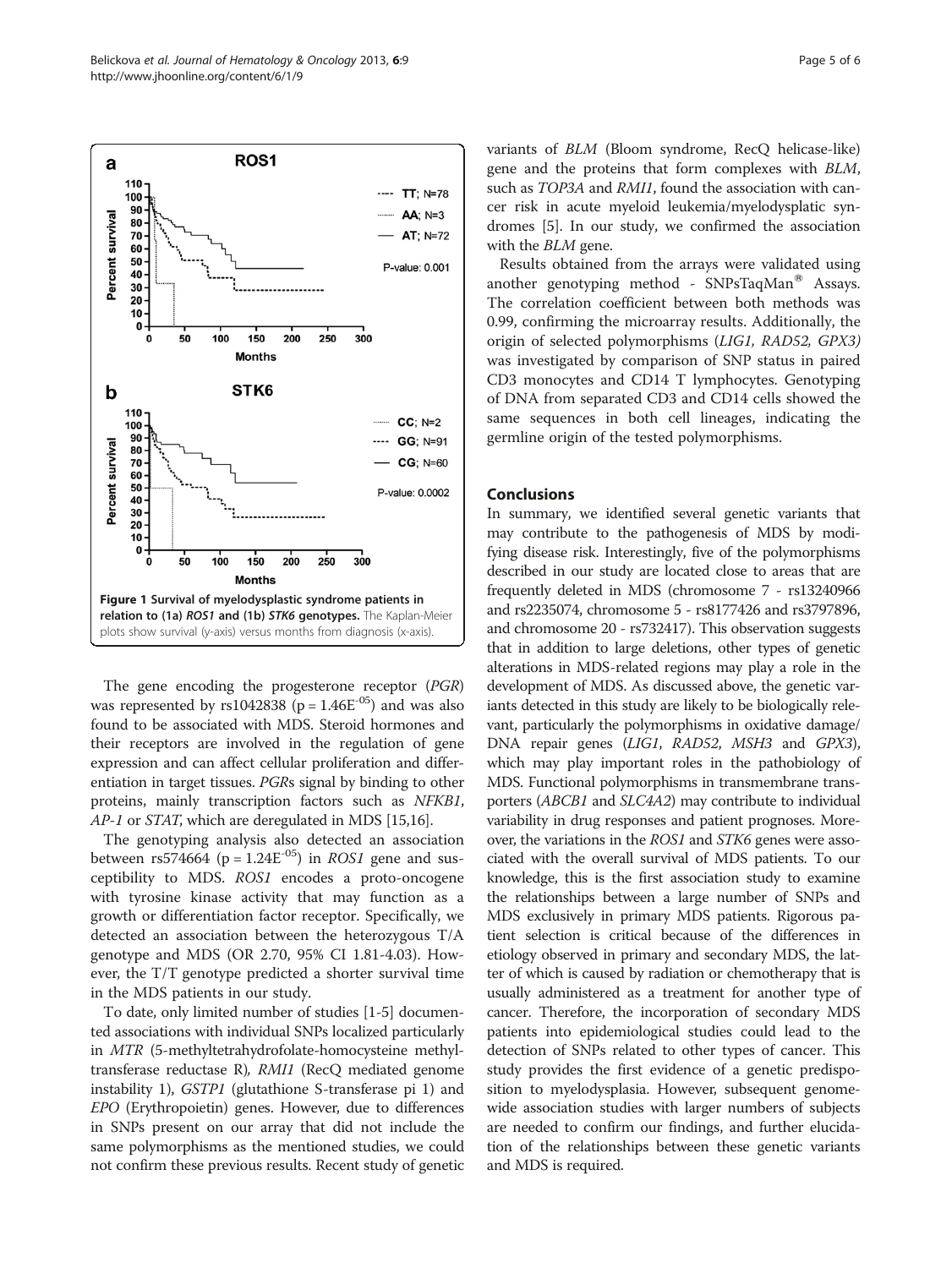Figure 1 Survival of myelodysplastic syndrome patients in relation to (1a) *ROS1* and (1b) *STK6* genotypes. The Kaplan-Meier plots show survival (y-axis) versus months from diagnosis (x-axis).

The gene encoding the progesterone receptor (*PGR*) was represented by rs1042838 ($p = 1.46E^{-05}$) and was also found to be associated with MDS. Steroid hormones and their receptors are involved in the regulation of gene expression and can affect cellular proliferation and differentiation in target tissues. *PGR*s signal by binding to other proteins, mainly transcription factors such as *NFKB1*, *AP-1* or *STAT*, which are deregulated in MDS [15,16].

The genotyping analysis also detected an association between rs574664 ($p = 1.24E^{-05}$) in *ROS1* gene and susceptibility to MDS. *ROS1* encodes a proto-oncogene with tyrosine kinase activity that may function as a growth or differentiation factor receptor. Specifically, we detected an association between the heterozygous T/A genotype and MDS (OR 2.70, 95% CI 1.81-4.03). However, the T/T genotype predicted a shorter survival time in the MDS patients in our study.

To date, only limited number of studies [1-5] documented associations with individual SNPs localized particularly in *MTR* (5-methyltetrahydrofolate-homocysteine methyltransferase reductase R), *RMI1* (RecQ mediated genome instability 1), *GSTP1* (glutathione S-transferase pi 1) and *EPO* (Erythropoietin) genes. However, due to differences in SNPs present on our array that did not include the same polymorphisms as the mentioned studies, we could not confirm these previous results. Recent study of genetic variants of *BLM* (Bloom syndrome, RecQ helicase-like) gene and the proteins that form complexes with *BLM*, such as *TOP3A* and *RMI1*, found the association with cancer risk in acute myeloid leukemia/myelodysplatic syndromes [5]. In our study, we confirmed the association with the *BLM* gene.

Results obtained from the arrays were validated using another genotyping method - SNPsTaqMan® Assays. The correlation coefficient between both methods was 0.99, confirming the microarray results. Additionally, the origin of selected polymorphisms (*LIG1, RAD52, GPX3*) was investigated by comparison of SNP status in paired CD3 monocytes and CD14 T lymphocytes. Genotyping of DNA from separated CD3 and CD14 cells showed the same sequences in both cell lineages, indicating the germline origin of the tested polymorphisms.

## Conclusions

In summary, we identified several genetic variants that may contribute to the pathogenesis of MDS by modifying disease risk. Interestingly, five of the polymorphisms described in our study are located close to areas that are frequently deleted in MDS (chromosome 7 - rs13240966 and rs2235074, chromosome 5 - rs8177426 and rs3797896, and chromosome 20 - rs732417). This observation suggests that in addition to large deletions, other types of genetic alterations in MDS-related regions may play a role in the development of MDS. As discussed above, the genetic variants detected in this study are likely to be biologically relevant, particularly the polymorphisms in oxidative damage/ DNA repair genes (*LIG1*, *RAD52*, *MSH3* and *GPX3*), which may play important roles in the pathobiology of MDS. Functional polymorphisms in transmembrane transporters (*ABCB1* and *SLC4A2*) may contribute to individual variability in drug responses and patient prognoses. Moreover, the variations in the *ROS1* and *STK6* genes were associated with the overall survival of MDS patients. To our knowledge, this is the first association study to examine the relationships between a large number of SNPs and MDS exclusively in primary MDS patients. Rigorous patient selection is critical because of the differences in etiology observed in primary and secondary MDS, the latter of which is caused by radiation or chemotherapy that is usually administered as a treatment for another type of cancer. Therefore, the incorporation of secondary MDS patients into epidemiological studies could lead to the detection of SNPs related to other types of cancer. This study provides the first evidence of a genetic predisposition to myelodysplasia. However, subsequent genome-wide association studies with larger numbers of subjects are needed to confirm our findings, and further elucidation of the relationships between these genetic variants and MDS is required.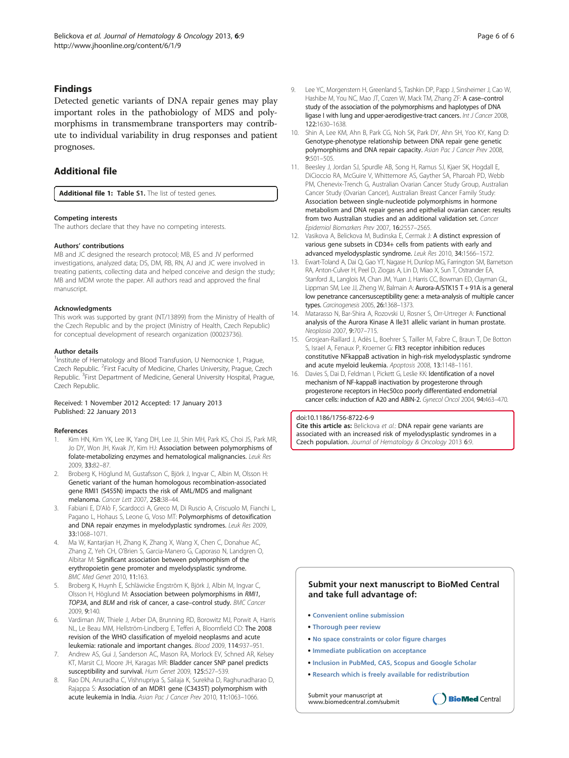## Findings

Detected genetic variants of DNA repair genes may play important roles in the pathobiology of MDS and polymorphisms in transmembrane transporters may contribute to individual variability in drug responses and patient prognoses.

## Additional file

**Additional file 1: Table S1.** The list of tested genes.

### Competing interests

The authors declare that they have no competing interests.

### Authors' contributions

MB and JC designed the research protocol; MB, ES and JV performed investigations, analyzed data; DS, DM, RB, RN, AJ and JC were involved in treating patients, collecting data and helped conceive and design the study; MB and MDM wrote the paper. All authors read and approved the final manuscript.

### Acknowledgments

This work was supported by grant (NT/13899) from the Ministry of Health of the Czech Republic and by the project (Ministry of Health, Czech Republic) for conceptual development of research organization (00023736).

### Author details

[1]Institute of Hematology and Blood Transfusion, U Nemocnice 1, Prague, Czech Republic. [2]First Faculty of Medicine, Charles University, Prague, Czech Republic. [3]First Department of Medicine, General University Hospital, Prague, Czech Republic.

Received: 1 November 2012 Accepted: 17 January 2013
Published: 22 January 2013

### References

1. Kim HN, Kim YK, Lee IK, Yang DH, Lee JJ, Shin MH, Park KS, Choi JS, Park MR, Jo DY, Won JH, Kwak JY, Kim HJ: **Association between polymorphisms of folate-metabolizing enzymes and hematological malignancies.** *Leuk Res* 2009, **33:**82–87.
2. Broberg K, Höglund M, Gustafsson C, Björk J, Ingvar C, Albin M, Olsson H: **Genetic variant of the human homologous recombination-associated gene RMI1 (S455N) impacts the risk of AML/MDS and malignant melanoma.** *Cancer Lett* 2007, **258:**38–44.
3. Fabiani E, D'Alò F, Scardocci A, Greco M, Di Ruscio A, Criscuolo M, Fianchi L, Pagano L, Hohaus S, Leone G, Voso MT: **Polymorphisms of detoxification and DNA repair enzymes in myelodyplastic syndromes.** *Leuk Res* 2009, **33:**1068–1071.
4. Ma W, Kantarjian H, Zhang K, Zhang X, Wang X, Chen C, Donahue AC, Zhang Z, Yeh CH, O'Brien S, Garcia-Manero G, Caporaso N, Landgren O, Albitar M: **Significant association between polymorphism of the erythropoietin gene promoter and myelodysplastic syndrome.** *BMC Med Genet* 2010, **11:**163.
5. Broberg K, Huynh E, Schläwicke Engström K, Björk J, Albin M, Ingvar C, Olsson H, Höglund M: **Association between polymorphisms in *RMI1*, *TOP3A*, and *BLM* and risk of cancer, a case–control study.** *BMC Cancer* 2009, **9:**140.
6. Vardiman JW, Thiele J, Arber DA, Brunning RD, Borowitz MJ, Porwit A, Harris NL, Le Beau MM, Hellström-Lindberg E, Tefferi A, Bloomfield CD: **The 2008 revision of the WHO classification of myeloid neoplasms and acute leukemia: rationale and important changes.** *Blood* 2009, **114:**937–951.
7. Andrew AS, Gui J, Sanderson AC, Mason RA, Morlock EV, Schned AR, Kelsey KT, Marsit CJ, Moore JH, Karagas MR: **Bladder cancer SNP panel predicts susceptibility and survival.** *Hum Genet* 2009, **125:**527–539.
8. Rao DN, Anuradha C, Vishnupriya S, Sailaja K, Surekha D, Raghunadharao D, Rajappa S: **Association of an MDR1 gene (C3435T) polymorphism with acute leukemia in India.** *Asian Pac J Cancer Prev* 2010, **11:**1063–1066.
9. Lee YC, Morgenstern H, Greenland S, Tashkin DP, Papp J, Sinsheimer J, Cao W, Hashibe M, You NC, Mao JT, Cozen W, Mack TM, Zhang ZF: **A case–control study of the association of the polymorphisms and haplotypes of DNA ligase I with lung and upper-aerodigestive-tract cancers.** *Int J Cancer* 2008, **122:**1630–1638.
10. Shin A, Lee KM, Ahn B, Park CG, Noh SK, Park DY, Ahn SH, Yoo KY, Kang D: **Genotype-phenotype relationship between DNA repair gene genetic polymorphisms and DNA repair capacity.** *Asian Pac J Cancer Prev* 2008, **9:**501–505.
11. Beesley J, Jordan SJ, Spurdle AB, Song H, Ramus SJ, Kjaer SK, Hogdall E, DiCioccio RA, McGuire V, Whittemore AS, Gayther SA, Pharoah PD, Webb PM, Chenevix-Trench G, Australian Ovarian Cancer Study Group, Australian Cancer Study (Ovarian Cancer), Australian Breast Cancer Family Study: **Association between single-nucleotide polymorphisms in hormone metabolism and DNA repair genes and epithelial ovarian cancer: results from two Australian studies and an additional validation set.** *Cancer Epidemiol Biomarkers Prev* 2007, **16:**2557–2565.
12. Vasikova A, Belickova M, Budinska E, Cermak J: **A distinct expression of various gene subsets in CD34+ cells from patients with early and advanced myelodysplastic syndrome.** *Leuk Res* 2010, **34:**1566–1572.
13. Ewart-Toland A, Dai Q, Gao YT, Nagase H, Dunlop MG, Farrington SM, Barnetson RA, Anton-Culver H, Peel D, Ziogas A, Lin D, Miao X, Sun T, Ostrander EA, Stanford JL, Langlois M, Chan JM, Yuan J, Harris CC, Bowman ED, Clayman GL, Lippman SM, Lee JJ, Zheng W, Balmain A: **Aurora-A/STK15 T + 91A is a general low penetrance cancersusceptibility gene: a meta-analysis of multiple cancer types.** *Carcinogenesis* 2005, **26:**1368–1373.
14. Matarasso N, Bar-Shira A, Rozovski U, Rosner S, Orr-Urtreger A: **Functional analysis of the Aurora Kinase A Ile31 allelic variant in human prostate.** *Neoplasia* 2007, **9:**707–715.
15. Grosjean-Raillard J, Adès L, Boehrer S, Tailler M, Fabre C, Braun T, De Botton S, Israel A, Fenaux P, Kroemer G: **Flt3 receptor inhibition reduces constitutive NFkappaB activation in high-risk myelodysplastic syndrome and acute myeloid leukemia.** *Apoptosis* 2008, **13:**1148–1161.
16. Davies S, Dai D, Feldman I, Pickett G, Leslie KK: **Identification of a novel mechanism of NF-kappaB inactivation by progesterone through progesterone receptors in Hec50co poorly differentiated endometrial cancer cells: induction of A20 and ABIN-2.** *Gynecol Oncol* 2004, **94:**463–470.

doi:10.1186/1756-8722-6-9

**Cite this article as:** Belickova *et al.*: DNA repair gene variants are associated with an increased risk of myelodysplastic syndromes in a Czech population. *Journal of Hematology & Oncology* 2013 **6**:9.

**Submit your next manuscript to BioMed Central and take full advantage of:**

- **Convenient online submission**
- **Thorough peer review**
- **No space constraints or color figure charges**
- **Immediate publication on acceptance**
- **Inclusion in PubMed, CAS, Scopus and Google Scholar**
- **Research which is freely available for redistribution**

Submit your manuscript at
www.biomedcentral.com/submit

BioMed Central